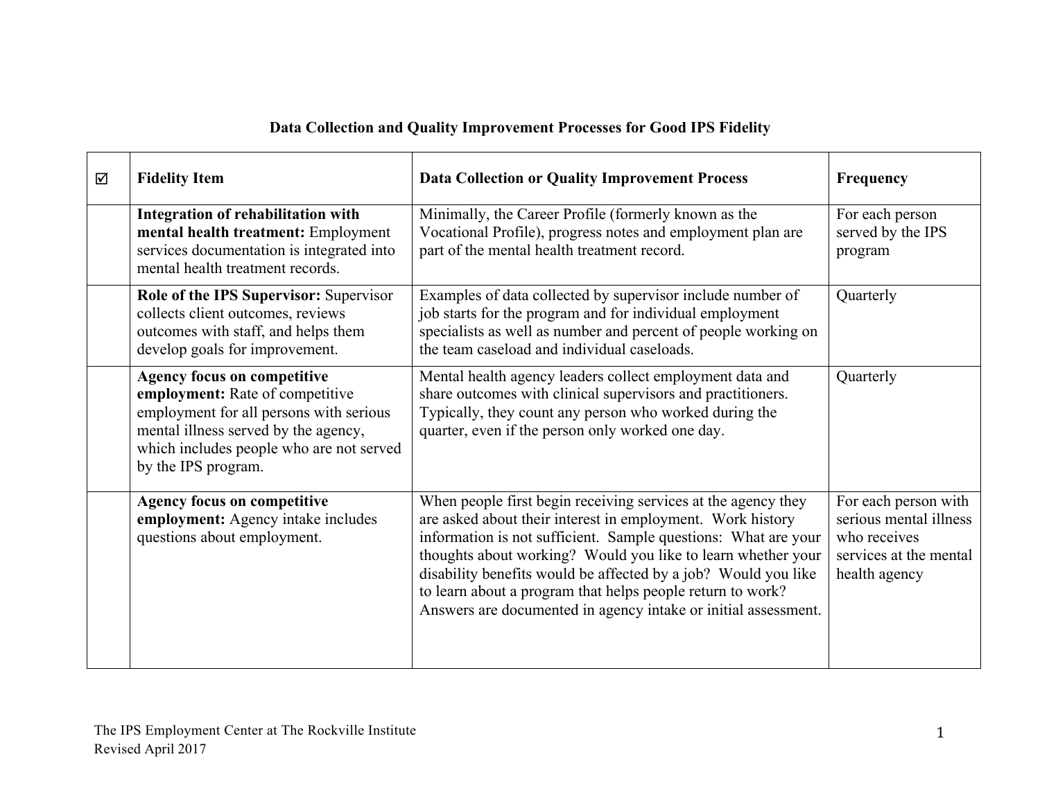## Data Collection and Quality Improvement Processes for Good IPS Fidelity

| ☑ | Fidelity Item | Data Collection or Quality Improvement Process | Frequency |
|---|---|---|---|
| | **Integration of rehabilitation with mental health treatment:** Employment services documentation is integrated into mental health treatment records. | Minimally, the Career Profile (formerly known as the Vocational Profile), progress notes and employment plan are part of the mental health treatment record. | For each person served by the IPS program |
| | **Role of the IPS Supervisor:** Supervisor collects client outcomes, reviews outcomes with staff, and helps them develop goals for improvement. | Examples of data collected by supervisor include number of job starts for the program and for individual employment specialists as well as number and percent of people working on the team caseload and individual caseloads. | Quarterly |
| | **Agency focus on competitive employment:** Rate of competitive employment for all persons with serious mental illness served by the agency, which includes people who are not served by the IPS program. | Mental health agency leaders collect employment data and share outcomes with clinical supervisors and practitioners. Typically, they count any person who worked during the quarter, even if the person only worked one day. | Quarterly |
| | **Agency focus on competitive employment:** Agency intake includes questions about employment. | When people first begin receiving services at the agency they are asked about their interest in employment. Work history information is not sufficient. Sample questions: What are your thoughts about working? Would you like to learn whether your disability benefits would be affected by a job? Would you like to learn about a program that helps people return to work? Answers are documented in agency intake or initial assessment. | For each person with serious mental illness who receives services at the mental health agency |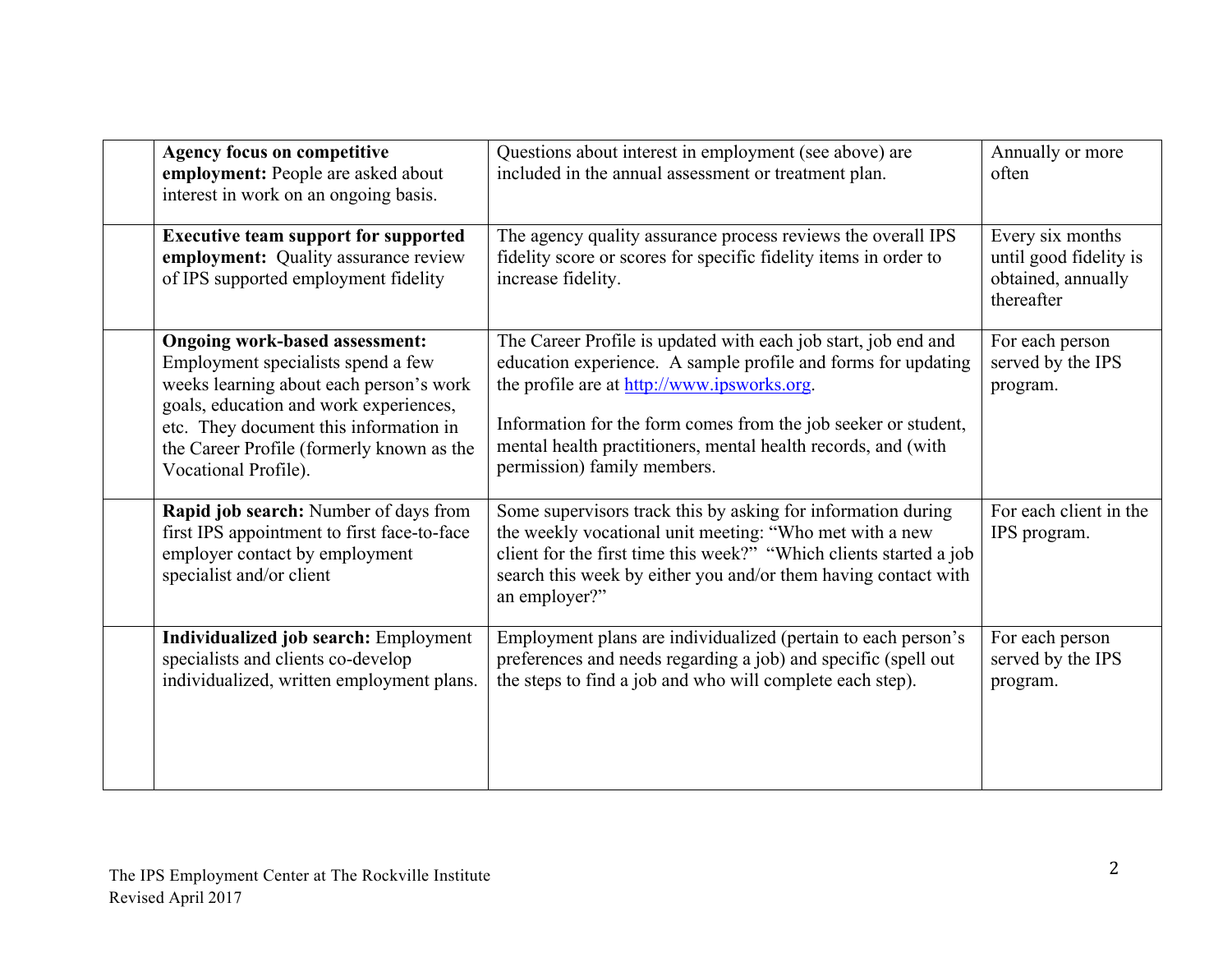| | | | |
|---|---|---|---|
| | **Agency focus on competitive employment:** People are asked about interest in work on an ongoing basis. | Questions about interest in employment (see above) are included in the annual assessment or treatment plan. | Annually or more often |
| | **Executive team support for supported employment:** Quality assurance review of IPS supported employment fidelity | The agency quality assurance process reviews the overall IPS fidelity score or scores for specific fidelity items in order to increase fidelity. | Every six months until good fidelity is obtained, annually thereafter |
| | **Ongoing work-based assessment:** Employment specialists spend a few weeks learning about each person's work goals, education and work experiences, etc. They document this information in the Career Profile (formerly known as the Vocational Profile). | The Career Profile is updated with each job start, job end and education experience. A sample profile and forms for updating the profile are at http://www.ipsworks.org.<br><br>Information for the form comes from the job seeker or student, mental health practitioners, mental health records, and (with permission) family members. | For each person served by the IPS program. |
| | **Rapid job search:** Number of days from first IPS appointment to first face-to-face employer contact by employment specialist and/or client | Some supervisors track this by asking for information during the weekly vocational unit meeting: "Who met with a new client for the first time this week?" "Which clients started a job search this week by either you and/or them having contact with an employer?" | For each client in the IPS program. |
| | **Individualized job search:** Employment specialists and clients co-develop individualized, written employment plans. | Employment plans are individualized (pertain to each person's preferences and needs regarding a job) and specific (spell out the steps to find a job and who will complete each step). | For each person served by the IPS program. |

The IPS Employment Center at The Rockville Institute
Revised April 2017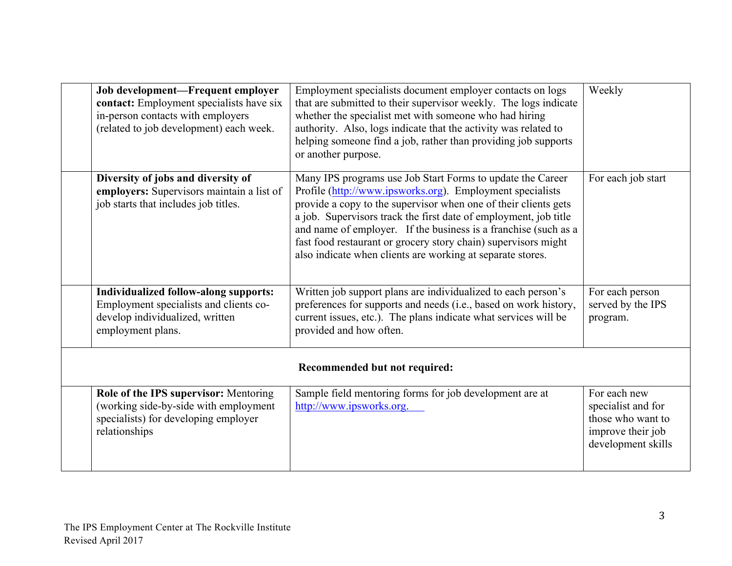| | | | |
|---|---|---|---|
| | **Job development—Frequent employer contact:** Employment specialists have six in-person contacts with employers (related to job development) each week. | Employment specialists document employer contacts on logs that are submitted to their supervisor weekly. The logs indicate whether the specialist met with someone who had hiring authority. Also, logs indicate that the activity was related to helping someone find a job, rather than providing job supports or another purpose. | Weekly |
| | **Diversity of jobs and diversity of employers:** Supervisors maintain a list of job starts that includes job titles. | Many IPS programs use Job Start Forms to update the Career Profile (http://www.ipsworks.org). Employment specialists provide a copy to the supervisor when one of their clients gets a job. Supervisors track the first date of employment, job title and name of employer. If the business is a franchise (such as a fast food restaurant or grocery story chain) supervisors might also indicate when clients are working at separate stores. | For each job start |
| | **Individualized follow-along supports:** Employment specialists and clients co-develop individualized, written employment plans. | Written job support plans are individualized to each person's preferences for supports and needs (i.e., based on work history, current issues, etc.). The plans indicate what services will be provided and how often. | For each person served by the IPS program. |
| **Recommended but not required:** | | | |
| | **Role of the IPS supervisor:** Mentoring (working side-by-side with employment specialists) for developing employer relationships | Sample field mentoring forms for job development are at http://www.ipsworks.org. | For each new specialist and for those who want to improve their job development skills |

The IPS Employment Center at The Rockville Institute
Revised April 2017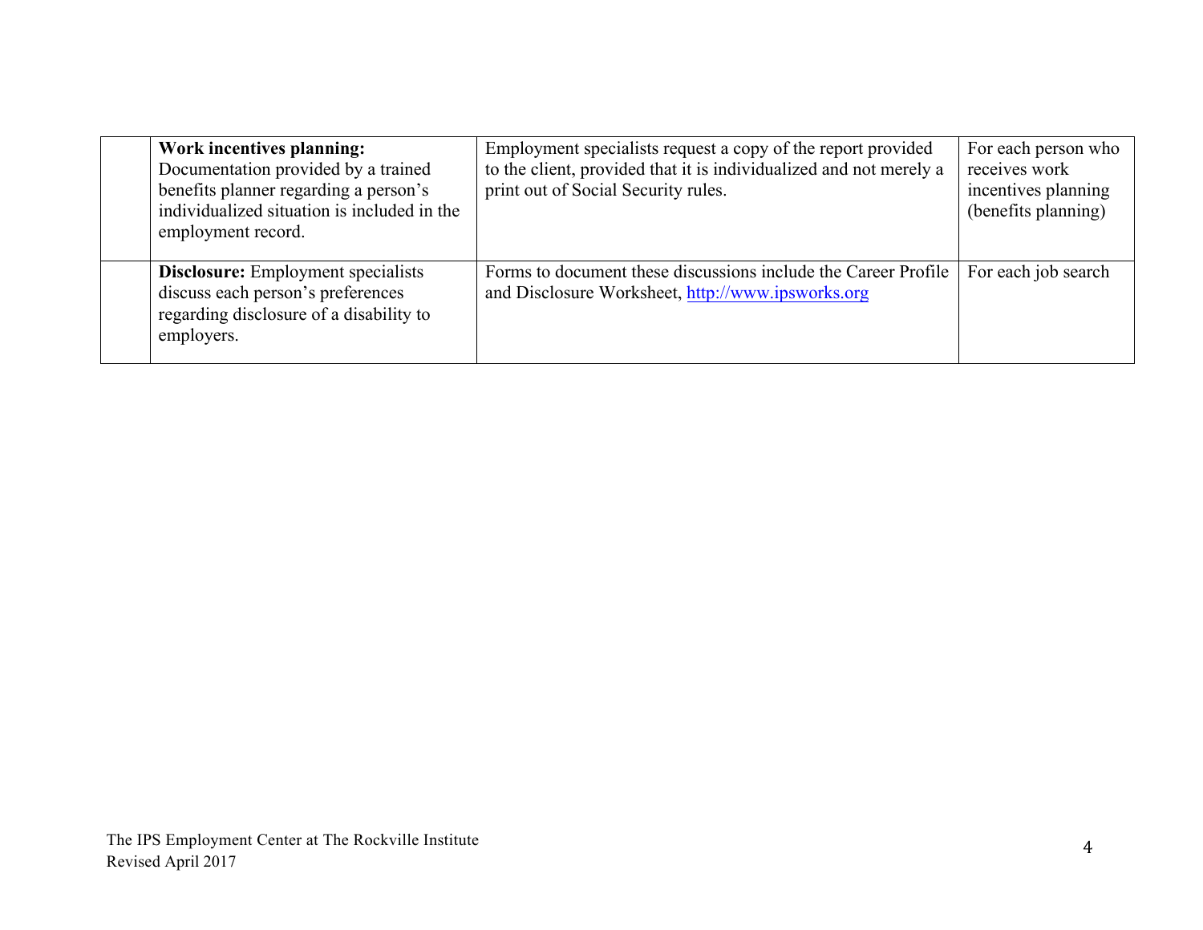| | | | |
|---|---|---|---|
| | **Work incentives planning:** Documentation provided by a trained benefits planner regarding a person's individualized situation is included in the employment record. | Employment specialists request a copy of the report provided to the client, provided that it is individualized and not merely a print out of Social Security rules. | For each person who receives work incentives planning (benefits planning) |
| | **Disclosure:** Employment specialists discuss each person's preferences regarding disclosure of a disability to employers. | Forms to document these discussions include the Career Profile and Disclosure Worksheet, http://www.ipsworks.org | For each job search |

The IPS Employment Center at The Rockville Institute
Revised April 2017